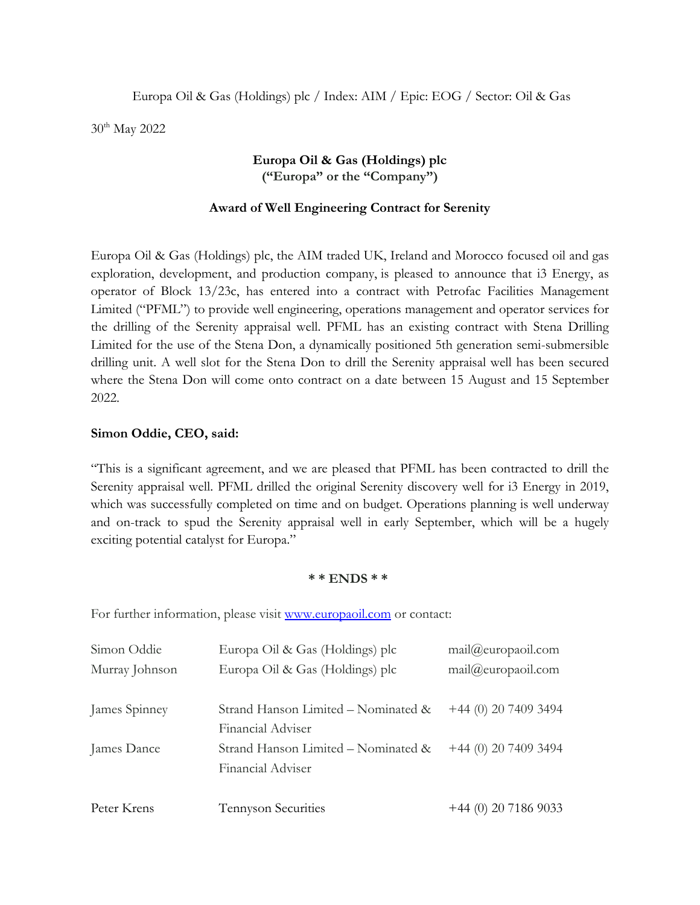Europa Oil & Gas (Holdings) plc / Index: AIM / Epic: EOG / Sector: Oil & Gas

30th May 2022

**Europa Oil & Gas (Holdings) plc**
**("Europa" or the "Company")**

**Award of Well Engineering Contract for Serenity**

Europa Oil & Gas (Holdings) plc, the AIM traded UK, Ireland and Morocco focused oil and gas exploration, development, and production company, is pleased to announce that i3 Energy, as operator of Block 13/23c, has entered into a contract with Petrofac Facilities Management Limited ("PFML") to provide well engineering, operations management and operator services for the drilling of the Serenity appraisal well. PFML has an existing contract with Stena Drilling Limited for the use of the Stena Don, a dynamically positioned 5th generation semi-submersible drilling unit. A well slot for the Stena Don to drill the Serenity appraisal well has been secured where the Stena Don will come onto contract on a date between 15 August and 15 September 2022.

**Simon Oddie, CEO, said:**

"This is a significant agreement, and we are pleased that PFML has been contracted to drill the Serenity appraisal well. PFML drilled the original Serenity discovery well for i3 Energy in 2019, which was successfully completed on time and on budget. Operations planning is well underway and on-track to spud the Serenity appraisal well in early September, which will be a hugely exciting potential catalyst for Europa."

**\* \* ENDS \* \***

For further information, please visit www.europaoil.com or contact:

| | | |
|---|---|---|
| Simon Oddie | Europa Oil & Gas (Holdings) plc | mail@europaoil.com |
| Murray Johnson | Europa Oil & Gas (Holdings) plc | mail@europaoil.com |
| James Spinney | Strand Hanson Limited – Nominated & Financial Adviser | +44 (0) 20 7409 3494 |
| James Dance | Strand Hanson Limited – Nominated & Financial Adviser | +44 (0) 20 7409 3494 |
| Peter Krens | Tennyson Securities | +44 (0) 20 7186 9033 |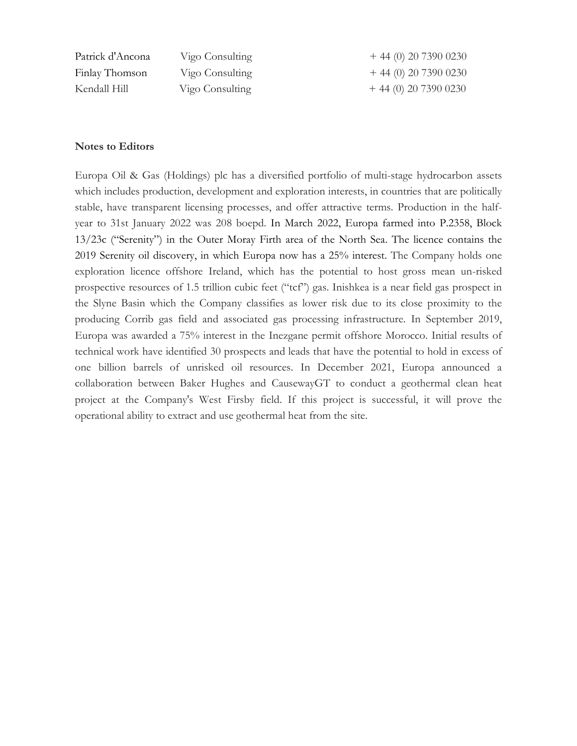| | | |
|---|---|---|
| Patrick d'Ancona | Vigo Consulting | + 44 (0) 20 7390 0230 |
| Finlay Thomson | Vigo Consulting | + 44 (0) 20 7390 0230 |
| Kendall Hill | Vigo Consulting | + 44 (0) 20 7390 0230 |

**Notes to Editors**

Europa Oil & Gas (Holdings) plc has a diversified portfolio of multi-stage hydrocarbon assets which includes production, development and exploration interests, in countries that are politically stable, have transparent licensing processes, and offer attractive terms. Production in the half-year to 31st January 2022 was 208 boepd. In March 2022, Europa farmed into P.2358, Block 13/23c ("Serenity") in the Outer Moray Firth area of the North Sea. The licence contains the 2019 Serenity oil discovery, in which Europa now has a 25% interest. The Company holds one exploration licence offshore Ireland, which has the potential to host gross mean un-risked prospective resources of 1.5 trillion cubic feet ("tcf") gas. Inishkea is a near field gas prospect in the Slyne Basin which the Company classifies as lower risk due to its close proximity to the producing Corrib gas field and associated gas processing infrastructure. In September 2019, Europa was awarded a 75% interest in the Inezgane permit offshore Morocco. Initial results of technical work have identified 30 prospects and leads that have the potential to hold in excess of one billion barrels of unrisked oil resources. In December 2021, Europa announced a collaboration between Baker Hughes and CausewayGT to conduct a geothermal clean heat project at the Company's West Firsby field. If this project is successful, it will prove the operational ability to extract and use geothermal heat from the site.